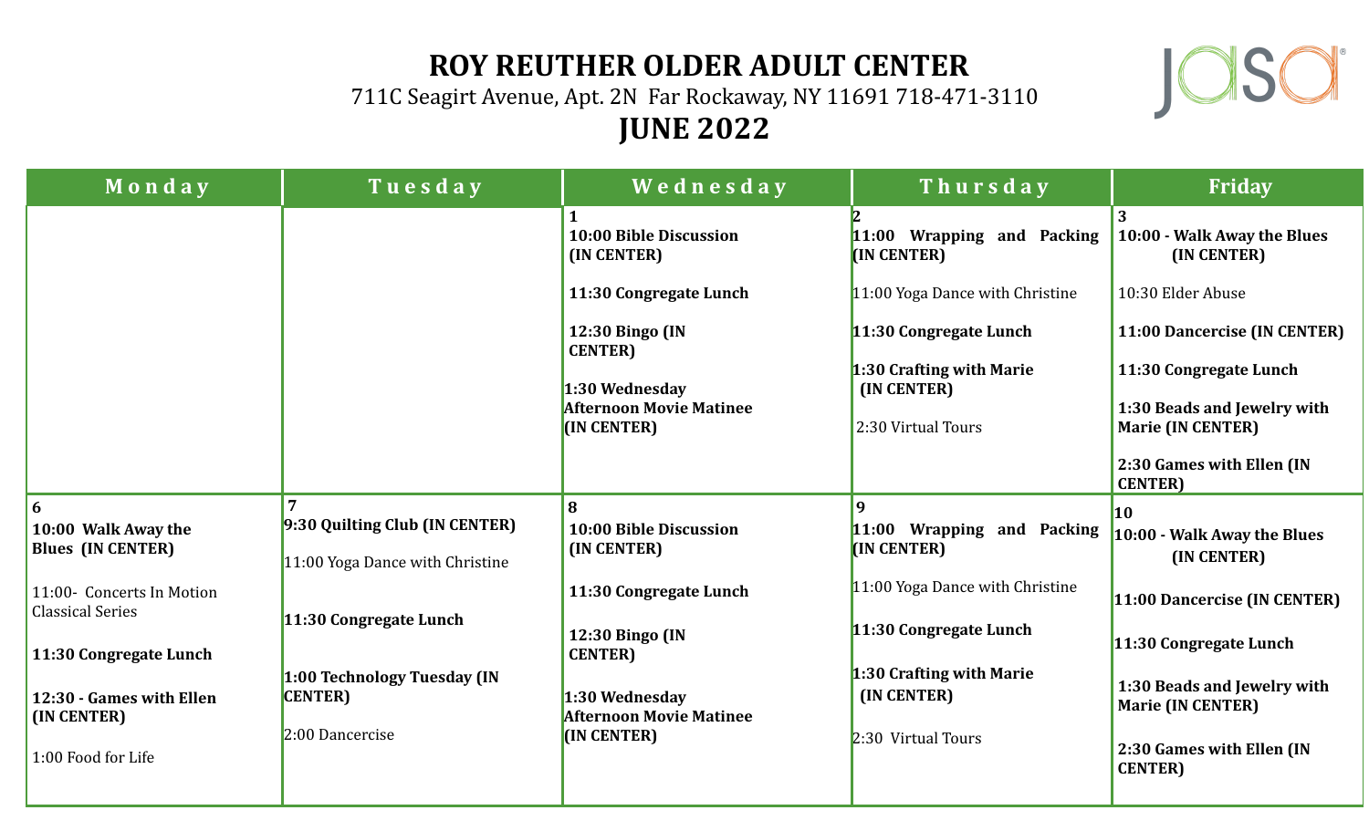# ROY REUTHER OLDER ADULT CENTER

711C Seagirt Avenue, Apt. 2N Far Rockaway, NY 11691 718-471-3110

## JUNE 2022

| Monday | Tuesday | Wednesday | Thursday | Friday |
|---|---|---|---|---|
| | | **1**<br>**10:00 Bible Discussion (IN CENTER)**<br><br>**11:30 Congregate Lunch**<br><br>**12:30 Bingo (IN CENTER)**<br><br>**1:30 Wednesday Afternoon Movie Matinee (IN CENTER)** | **2**<br>**11:00 Wrapping and Packing (IN CENTER)**<br><br>11:00 Yoga Dance with Christine<br><br>**11:30 Congregate Lunch**<br><br>**1:30 Crafting with Marie (IN CENTER)**<br><br>2:30 Virtual Tours | **3**<br>**10:00 - Walk Away the Blues (IN CENTER)**<br><br>10:30 Elder Abuse<br><br>**11:00 Dancercise (IN CENTER)**<br><br>**11:30 Congregate Lunch**<br><br>**1:30 Beads and Jewelry with Marie (IN CENTER)**<br><br>**2:30 Games with Ellen (IN CENTER)** |
| **6**<br>**10:00 Walk Away the Blues (IN CENTER)**<br><br>11:00- Concerts In Motion Classical Series<br><br>**11:30 Congregate Lunch**<br><br>**12:30 - Games with Ellen (IN CENTER)**<br><br>1:00 Food for Life | **7**<br>**9:30 Quilting Club (IN CENTER)**<br><br>11:00 Yoga Dance with Christine<br><br>**11:30 Congregate Lunch**<br><br>**1:00 Technology Tuesday (IN CENTER)**<br><br>2:00 Dancercise | **8**<br>**10:00 Bible Discussion (IN CENTER)**<br><br>**11:30 Congregate Lunch**<br><br>**12:30 Bingo (IN CENTER)**<br><br>**1:30 Wednesday Afternoon Movie Matinee (IN CENTER)** | **9**<br>**11:00 Wrapping and Packing (IN CENTER)**<br><br>11:00 Yoga Dance with Christine<br><br>**11:30 Congregate Lunch**<br><br>**1:30 Crafting with Marie (IN CENTER)**<br><br>2:30 Virtual Tours | **10**<br>**10:00 - Walk Away the Blues (IN CENTER)**<br><br>**11:00 Dancercise (IN CENTER)**<br><br>**11:30 Congregate Lunch**<br><br>**1:30 Beads and Jewelry with Marie (IN CENTER)**<br><br>**2:30 Games with Ellen (IN CENTER)** |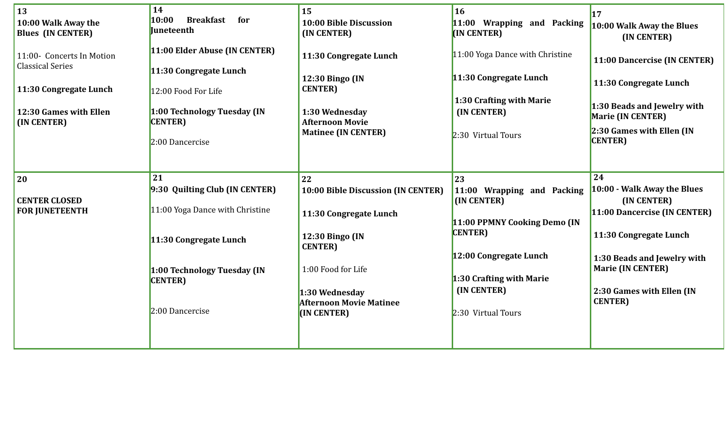| 13 | 14 | 15 | 16 | 17 |
|---|---|---|---|---|
| **10:00 Walk Away the Blues (IN CENTER)**<br><br>11:00- Concerts In Motion Classical Series<br><br>**11:30 Congregate Lunch**<br><br>**12:30 Games with Ellen (IN CENTER)** | **10:00 Breakfast for Juneteenth**<br><br>**11:00 Elder Abuse (IN CENTER)**<br><br>**11:30 Congregate Lunch**<br><br>12:00 Food For Life<br><br>**1:00 Technology Tuesday (IN CENTER)**<br><br>2:00 Dancercise | **10:00 Bible Discussion (IN CENTER)**<br><br>**11:30 Congregate Lunch**<br><br>**12:30 Bingo (IN CENTER)**<br><br>**1:30 Wednesday Afternoon Movie Matinee (IN CENTER)** | **11:00 Wrapping and Packing (IN CENTER)**<br><br>11:00 Yoga Dance with Christine<br><br>**11:30 Congregate Lunch**<br><br>**1:30 Crafting with Marie (IN CENTER)**<br><br>2:30 Virtual Tours | **10:00 Walk Away the Blues (IN CENTER)**<br><br>**11:00 Dancercise (IN CENTER)**<br><br>**11:30 Congregate Lunch**<br><br>**1:30 Beads and Jewelry with Marie (IN CENTER)**<br><br>**2:30 Games with Ellen (IN CENTER)** |
| **20**<br><br>**CENTER CLOSED FOR JUNETEENTH** | **21**<br>**9:30 Quilting Club (IN CENTER)**<br><br>11:00 Yoga Dance with Christine<br><br>**11:30 Congregate Lunch**<br><br>**1:00 Technology Tuesday (IN CENTER)**<br><br>2:00 Dancercise | **22**<br>**10:00 Bible Discussion (IN CENTER)**<br><br>**11:30 Congregate Lunch**<br><br>**12:30 Bingo (IN CENTER)**<br><br>1:00 Food for Life<br><br>**1:30 Wednesday Afternoon Movie Matinee (IN CENTER)** | **23**<br>**11:00 Wrapping and Packing (IN CENTER)**<br><br>**11:00 PPMNY Cooking Demo (IN CENTER)**<br><br>**12:00 Congregate Lunch**<br><br>**1:30 Crafting with Marie (IN CENTER)**<br><br>2:30 Virtual Tours | **24**<br>**10:00 - Walk Away the Blues (IN CENTER)**<br>**11:00 Dancercise (IN CENTER)**<br><br>**11:30 Congregate Lunch**<br><br>**1:30 Beads and Jewelry with Marie (IN CENTER)**<br><br>**2:30 Games with Ellen (IN CENTER)** |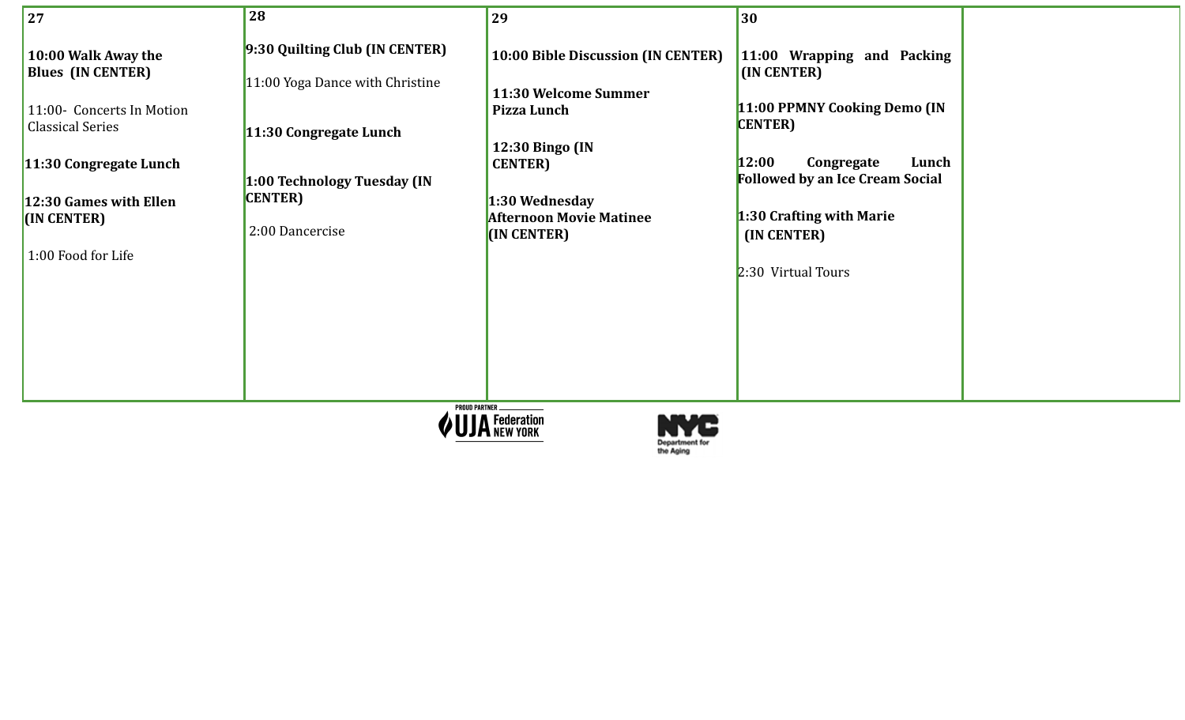| 27 | 28 | 29 | 30 | |
|---|---|---|---|---|
| **10:00 Walk Away the Blues (IN CENTER)**<br><br>11:00- Concerts In Motion Classical Series<br><br>**11:30 Congregate Lunch**<br><br>**12:30 Games with Ellen (IN CENTER)**<br><br>1:00 Food for Life | **9:30 Quilting Club (IN CENTER)**<br><br>11:00 Yoga Dance with Christine<br><br>**11:30 Congregate Lunch**<br><br>**1:00 Technology Tuesday (IN CENTER)**<br><br>2:00 Dancercise | **10:00 Bible Discussion (IN CENTER)**<br><br>**11:30 Welcome Summer Pizza Lunch**<br><br>**12:30 Bingo (IN CENTER)**<br><br>**1:30 Wednesday Afternoon Movie Matinee (IN CENTER)** | **11:00 Wrapping and Packing (IN CENTER)**<br><br>**11:00 PPMNY Cooking Demo (IN CENTER)**<br><br>**12:00 Congregate Lunch Followed by an Ice Cream Social**<br><br>**1:30 Crafting with Marie (IN CENTER)**<br><br>2:30 Virtual Tours | |

PROUD PARTNER UJA Federation NEW YORK

NYC Department for the Aging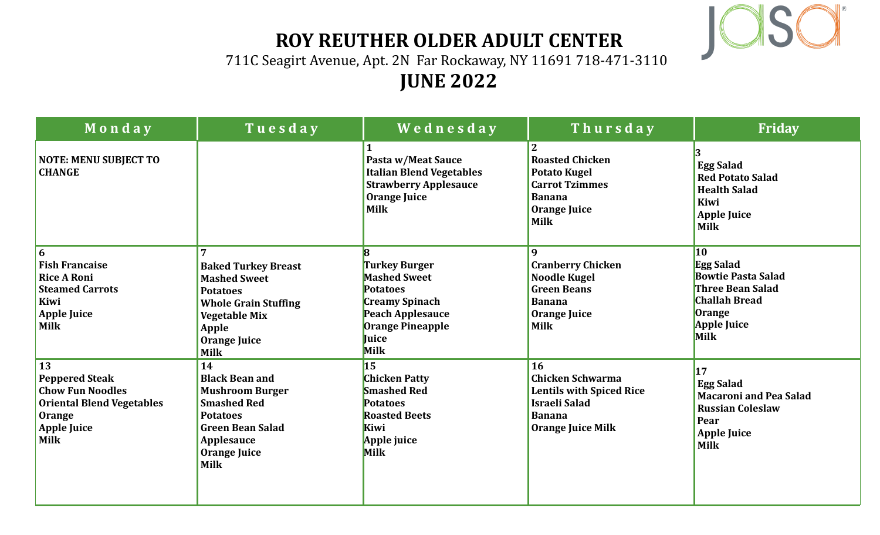# ROY REUTHER OLDER ADULT CENTER

711C Seagirt Avenue, Apt. 2N Far Rockaway, NY 11691 718-471-3110

## JUNE 2022

| Monday | Tuesday | Wednesday | Thursday | Friday |
|---|---|---|---|---|
| **NOTE: MENU SUBJECT TO CHANGE** | | **1**<br>**Pasta w/Meat Sauce**<br>**Italian Blend Vegetables**<br>**Strawberry Applesauce**<br>**Orange Juice**<br>**Milk** | **2**<br>**Roasted Chicken**<br>**Potato Kugel**<br>**Carrot Tzimmes**<br>**Banana**<br>**Orange Juice**<br>**Milk** | **3**<br>**Egg Salad**<br>**Red Potato Salad**<br>**Health Salad**<br>**Kiwi**<br>**Apple Juice**<br>**Milk** |
| **6**<br>**Fish Francaise**<br>**Rice A Roni**<br>**Steamed Carrots**<br>**Kiwi**<br>**Apple Juice**<br>**Milk** | **7**<br>**Baked Turkey Breast**<br>**Mashed Sweet Potatoes**<br>**Whole Grain Stuffing**<br>**Vegetable Mix**<br>**Apple**<br>**Orange Juice**<br>**Milk** | **8**<br>**Turkey Burger**<br>**Mashed Sweet Potatoes**<br>**Creamy Spinach**<br>**Peach Applesauce**<br>**Orange Pineapple Juice**<br>**Milk** | **9**<br>**Cranberry Chicken**<br>**Noodle Kugel**<br>**Green Beans**<br>**Banana**<br>**Orange Juice**<br>**Milk** | **10**<br>**Egg Salad**<br>**Bowtie Pasta Salad**<br>**Three Bean Salad**<br>**Challah Bread**<br>**Orange**<br>**Apple Juice**<br>**Milk** |
| **13**<br>**Peppered Steak**<br>**Chow Fun Noodles**<br>**Oriental Blend Vegetables**<br>**Orange**<br>**Apple Juice**<br>**Milk** | **14**<br>**Black Bean and Mushroom Burger**<br>**Smashed Red Potatoes**<br>**Green Bean Salad**<br>**Applesauce**<br>**Orange Juice**<br>**Milk** | **15**<br>**Chicken Patty**<br>**Smashed Red Potatoes**<br>**Roasted Beets**<br>**Kiwi**<br>**Apple juice**<br>**Milk** | **16**<br>**Chicken Schwarma**<br>**Lentils with Spiced Rice**<br>**Israeli Salad**<br>**Banana**<br>**Orange Juice Milk** | **17**<br>**Egg Salad**<br>**Macaroni and Pea Salad**<br>**Russian Coleslaw**<br>**Pear**<br>**Apple Juice**<br>**Milk** |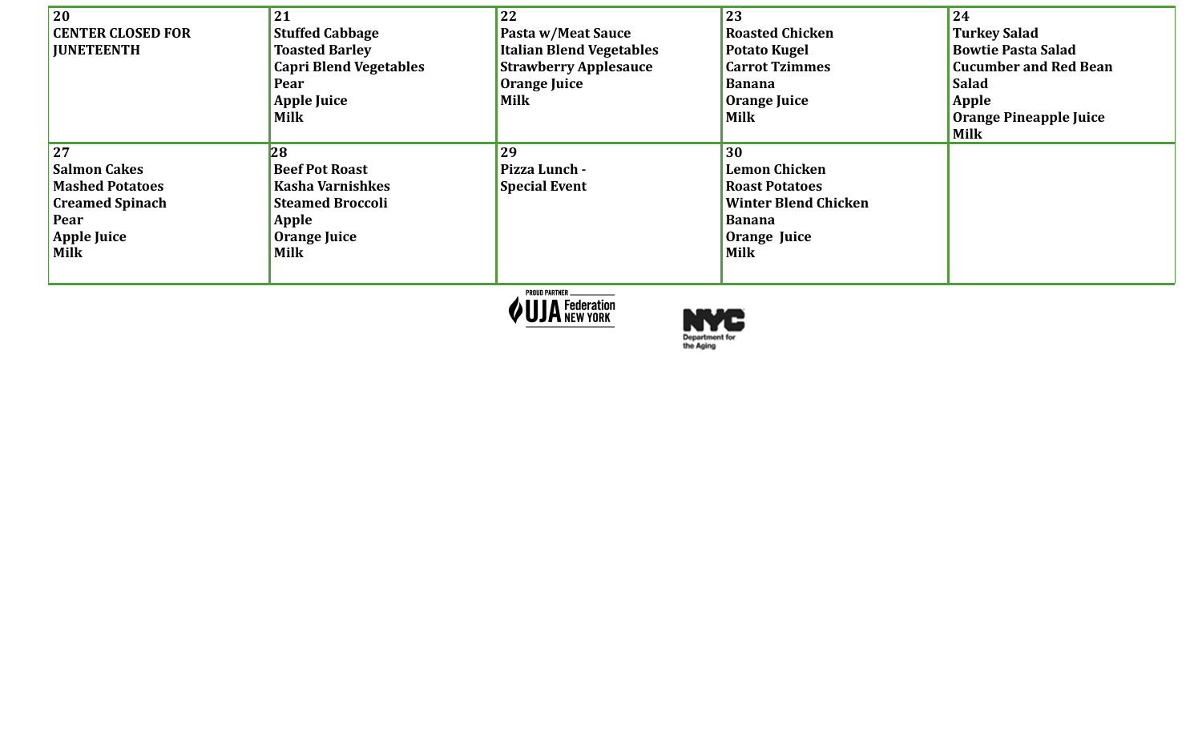| 20 | 21 | 22 | 23 | 24 |
|---|---|---|---|---|
| **CENTER CLOSED FOR JUNETEENTH** | **Stuffed Cabbage**<br>**Toasted Barley**<br>**Capri Blend Vegetables**<br>**Pear**<br>**Apple Juice**<br>**Milk** | **Pasta w/Meat Sauce**<br>**Italian Blend Vegetables**<br>**Strawberry Applesauce**<br>**Orange Juice**<br>**Milk** | **Roasted Chicken**<br>**Potato Kugel**<br>**Carrot Tzimmes**<br>**Banana**<br>**Orange Juice**<br>**Milk** | **Turkey Salad**<br>**Bowtie Pasta Salad**<br>**Cucumber and Red Bean Salad**<br>**Apple**<br>**Orange Pineapple Juice**<br>**Milk** |
| **27** | **28** | **29** | **30** | |
| **Salmon Cakes**<br>**Mashed Potatoes**<br>**Creamed Spinach**<br>**Pear**<br>**Apple Juice**<br>**Milk** | **Beef Pot Roast**<br>**Kasha Varnishkes**<br>**Steamed Broccoli**<br>**Apple**<br>**Orange Juice**<br>**Milk** | **Pizza Lunch - Special Event** | **Lemon Chicken**<br>**Roast Potatoes**<br>**Winter Blend Chicken**<br>**Banana**<br>**Orange Juice**<br>**Milk** | |

PROUD PARTNER UJA Federation NEW YORK

NYC Department for the Aging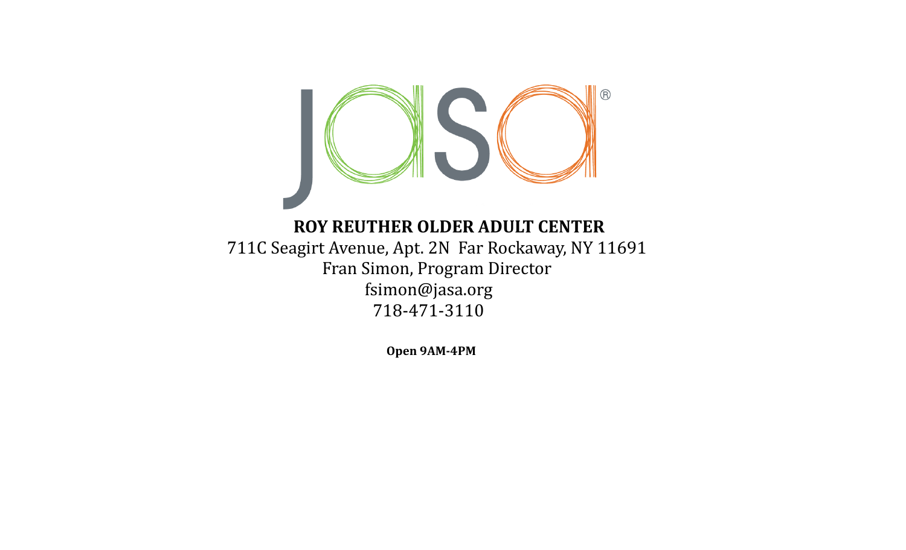**ROY REUTHER OLDER ADULT CENTER**

711C Seagirt Avenue, Apt. 2N Far Rockaway, NY 11691

Fran Simon, Program Director

fsimon@jasa.org

718-471-3110

**Open 9AM-4PM**